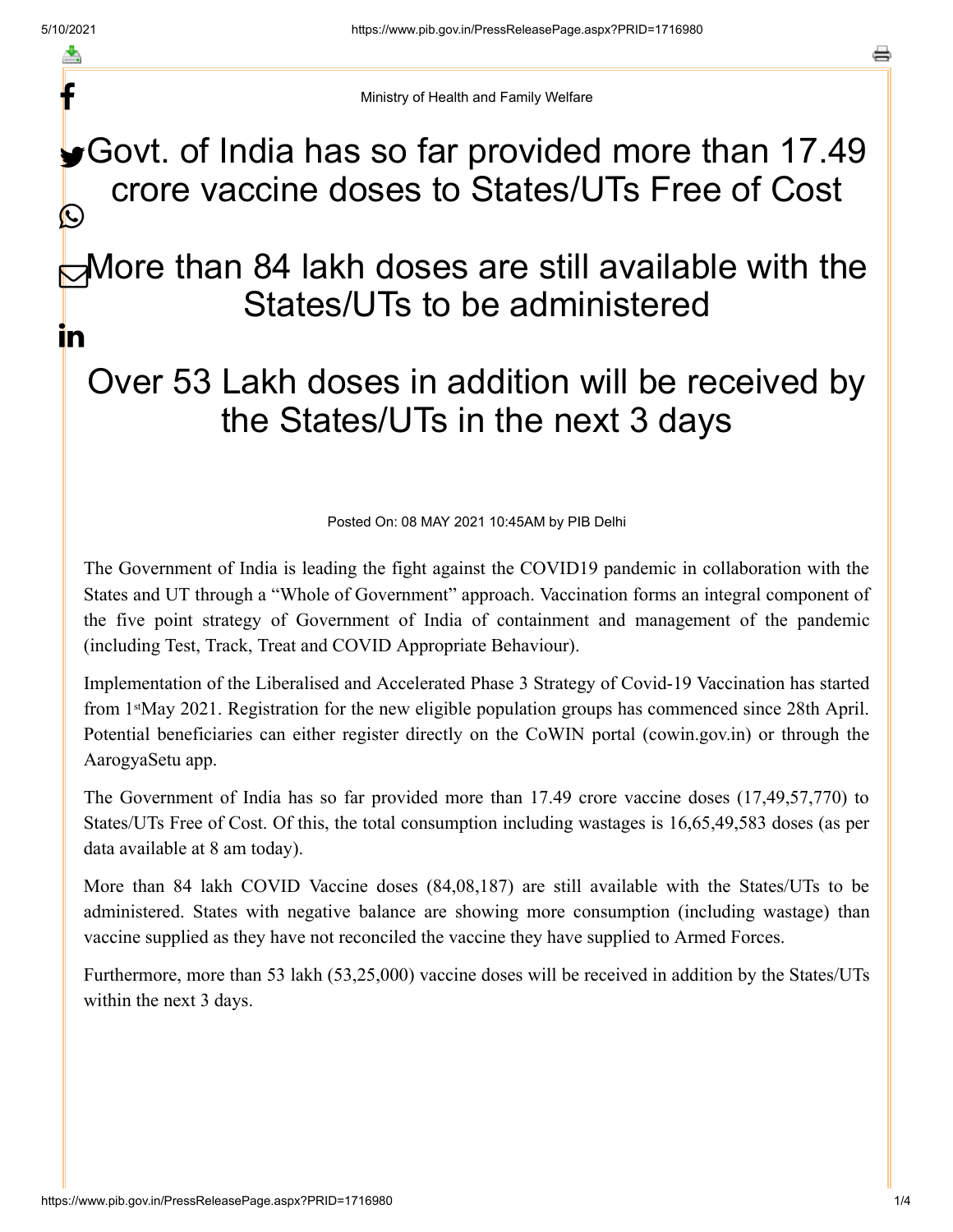Ministry of Health and Family Welfare

# Govt. of India has so far provided more than 17.49 crore vaccine doses to States/UTs Free of Cost

# More than 84 lakh doses are still available with the States/UTs to be administered

# Over 53 Lakh doses in addition will be received by the States/UTs in the next 3 days

Posted On: 08 MAY 2021 10:45AM by PIB Delhi

The Government of India is leading the fight against the COVID19 pandemic in collaboration with the States and UT through a "Whole of Government" approach. Vaccination forms an integral component of the five point strategy of Government of India of containment and management of the pandemic (including Test, Track, Treat and COVID Appropriate Behaviour).

Implementation of the Liberalised and Accelerated Phase 3 Strategy of Covid-19 Vaccination has started from 1st May 2021. Registration for the new eligible population groups has commenced since 28th April. Potential beneficiaries can either register directly on the CoWIN portal (cowin.gov.in) or through the AarogyaSetu app.

The Government of India has so far provided more than 17.49 crore vaccine doses (17,49,57,770) to States/UTs Free of Cost. Of this, the total consumption including wastages is 16,65,49,583 doses (as per data available at 8 am today).

More than 84 lakh COVID Vaccine doses (84,08,187) are still available with the States/UTs to be administered. States with negative balance are showing more consumption (including wastage) than vaccine supplied as they have not reconciled the vaccine they have supplied to Armed Forces.

Furthermore, more than 53 lakh (53,25,000) vaccine doses will be received in addition by the States/UTs within the next 3 days.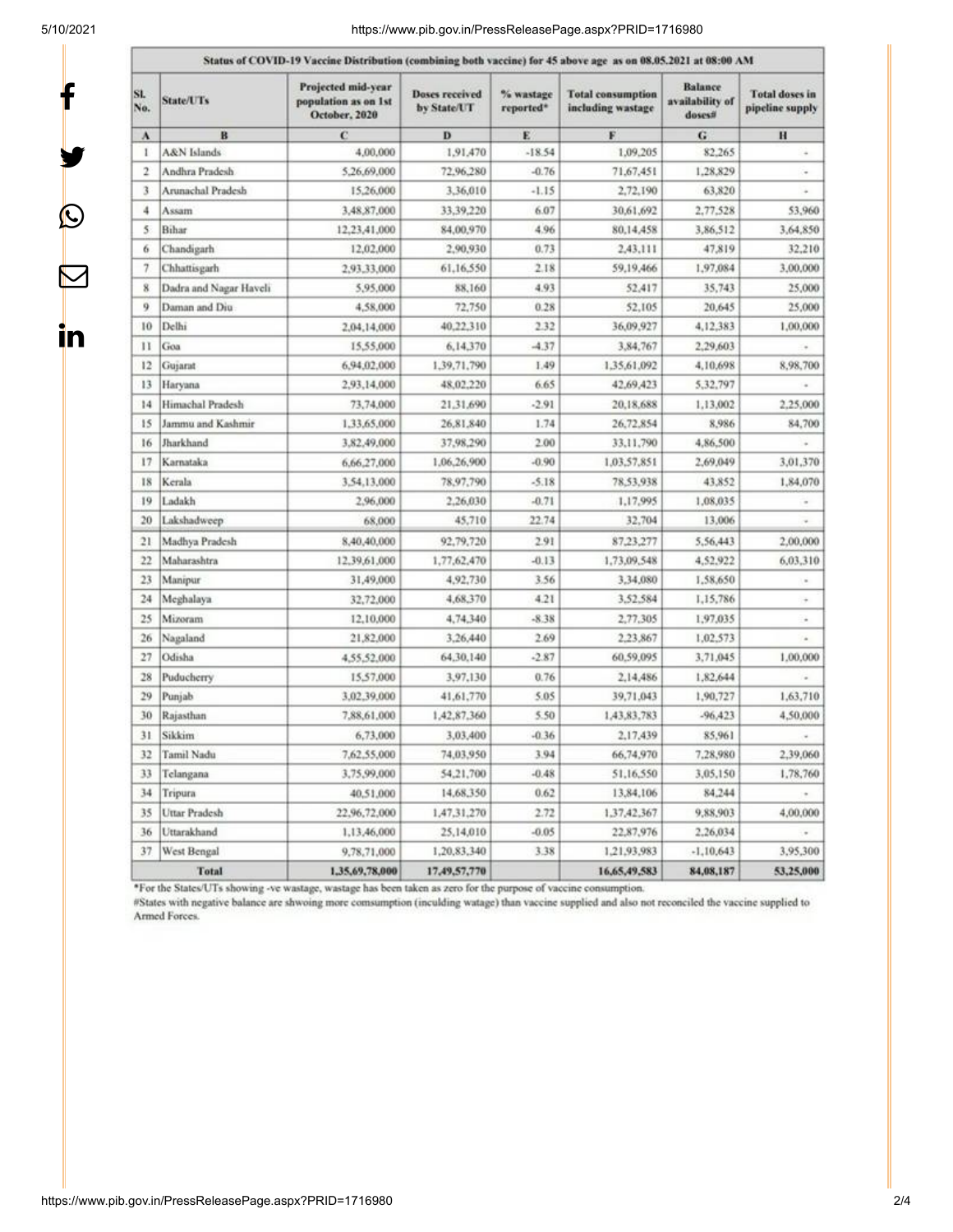| Status of COVID-19 Vaccine Distribution (combining both vaccine) for 45 above age as on 08.05.2021 at 08:00 AM | | | | | | | |
|---|---|---|---|---|---|---|---|
| Sl. No. | State/UTs | Projected mid-year population as on 1st October, 2020 | Doses received by State/UT | % wastage reported* | Total consumption including wastage | Balance availability of doses# | Total doses in pipeline supply |
| A | B | C | D | E | F | G | H |
| 1 | A&N Islands | 4,00,000 | 1,91,470 | -18.54 | 1,09,205 | 82,265 | - |
| 2 | Andhra Pradesh | 5,26,69,000 | 72,96,280 | -0.76 | 71,67,451 | 1,28,829 | - |
| 3 | Arunachal Pradesh | 15,26,000 | 3,36,010 | -1.15 | 2,72,190 | 63,820 | - |
| 4 | Assam | 3,48,87,000 | 33,39,220 | 6.07 | 30,61,692 | 2,77,528 | 53,960 |
| 5 | Bihar | 12,23,41,000 | 84,00,970 | 4.96 | 80,14,458 | 3,86,512 | 3,64,850 |
| 6 | Chandigarh | 12,02,000 | 2,90,930 | 0.73 | 2,43,111 | 47,819 | 32,210 |
| 7 | Chhattisgarh | 2,93,33,000 | 61,16,550 | 2.18 | 59,19,466 | 1,97,084 | 3,00,000 |
| 8 | Dadra and Nagar Haveli | 5,95,000 | 88,160 | 4.93 | 52,417 | 35,743 | 25,000 |
| 9 | Daman and Diu | 4,58,000 | 72,750 | 0.28 | 52,105 | 20,645 | 25,000 |
| 10 | Delhi | 2,04,14,000 | 40,22,310 | 2.32 | 36,09,927 | 4,12,383 | 1,00,000 |
| 11 | Goa | 15,55,000 | 6,14,370 | -4.37 | 3,84,767 | 2,29,603 | - |
| 12 | Gujarat | 6,94,02,000 | 1,39,71,790 | 1.49 | 1,35,61,092 | 4,10,698 | 8,98,700 |
| 13 | Haryana | 2,93,14,000 | 48,02,220 | 6.65 | 42,69,423 | 5,32,797 | - |
| 14 | Himachal Pradesh | 73,74,000 | 21,31,690 | -2.91 | 20,18,688 | 1,13,002 | 2,25,000 |
| 15 | Jammu and Kashmir | 1,33,65,000 | 26,81,840 | 1.74 | 26,72,854 | 8,986 | 84,700 |
| 16 | Jharkhand | 3,82,49,000 | 37,98,290 | 2.00 | 33,11,790 | 4,86,500 | - |
| 17 | Karnataka | 6,66,27,000 | 1,06,26,900 | -0.90 | 1,03,57,851 | 2,69,049 | 3,01,370 |
| 18 | Kerala | 3,54,13,000 | 78,97,790 | -5.18 | 78,53,938 | 43,852 | 1,84,070 |
| 19 | Ladakh | 2,96,000 | 2,26,030 | -0.71 | 1,17,995 | 1,08,035 | - |
| 20 | Lakshadweep | 68,000 | 45,710 | 22.74 | 32,704 | 13,006 | - |
| 21 | Madhya Pradesh | 8,40,40,000 | 92,79,720 | 2.91 | 87,23,277 | 5,56,443 | 2,00,000 |
| 22 | Maharashtra | 12,39,61,000 | 1,77,62,470 | -0.13 | 1,73,09,548 | 4,52,922 | 6,03,310 |
| 23 | Manipur | 31,49,000 | 4,92,730 | 3.56 | 3,34,080 | 1,58,650 | - |
| 24 | Meghalaya | 32,72,000 | 4,68,370 | 4.21 | 3,52,584 | 1,15,786 | - |
| 25 | Mizoram | 12,10,000 | 4,74,340 | -8.38 | 2,77,305 | 1,97,035 | - |
| 26 | Nagaland | 21,82,000 | 3,26,440 | 2.69 | 2,23,867 | 1,02,573 | - |
| 27 | Odisha | 4,55,52,000 | 64,30,140 | -2.87 | 60,59,095 | 3,71,045 | 1,00,000 |
| 28 | Puducherry | 15,57,000 | 3,97,130 | 0.76 | 2,14,486 | 1,82,644 | - |
| 29 | Punjab | 3,02,39,000 | 41,61,770 | 5.05 | 39,71,043 | 1,90,727 | 1,63,710 |
| 30 | Rajasthan | 7,88,61,000 | 1,42,87,360 | 5.50 | 1,43,83,783 | -96,423 | 4,50,000 |
| 31 | Sikkim | 6,73,000 | 3,03,400 | -0.36 | 2,17,439 | 85,961 | - |
| 32 | Tamil Nadu | 7,62,55,000 | 74,03,950 | 3.94 | 66,74,970 | 7,28,980 | 2,39,060 |
| 33 | Telangana | 3,75,99,000 | 54,21,700 | -0.48 | 51,16,550 | 3,05,150 | 1,78,760 |
| 34 | Tripura | 40,51,000 | 14,68,350 | 0.62 | 13,84,106 | 84,244 | - |
| 35 | Uttar Pradesh | 22,96,72,000 | 1,47,31,270 | 2.72 | 1,37,42,367 | 9,88,903 | 4,00,000 |
| 36 | Uttarakhand | 1,13,46,000 | 25,14,010 | -0.05 | 22,87,976 | 2,26,034 | - |
| 37 | West Bengal | 9,78,71,000 | 1,20,83,340 | 3.38 | 1,21,93,983 | -1,10,643 | 3,95,300 |
| | **Total** | **1,35,69,78,000** | **17,49,57,770** | | **16,65,49,583** | **84,08,187** | **53,25,000** |

*For the States/UTs showing -ve wastage, wastage has been taken as zero for the purpose of vaccine consumption.

#States with negative balance are shwoing more comsumption (inculding watage) than vaccine supplied and also not reconciled the vaccine supplied to Armed Forces.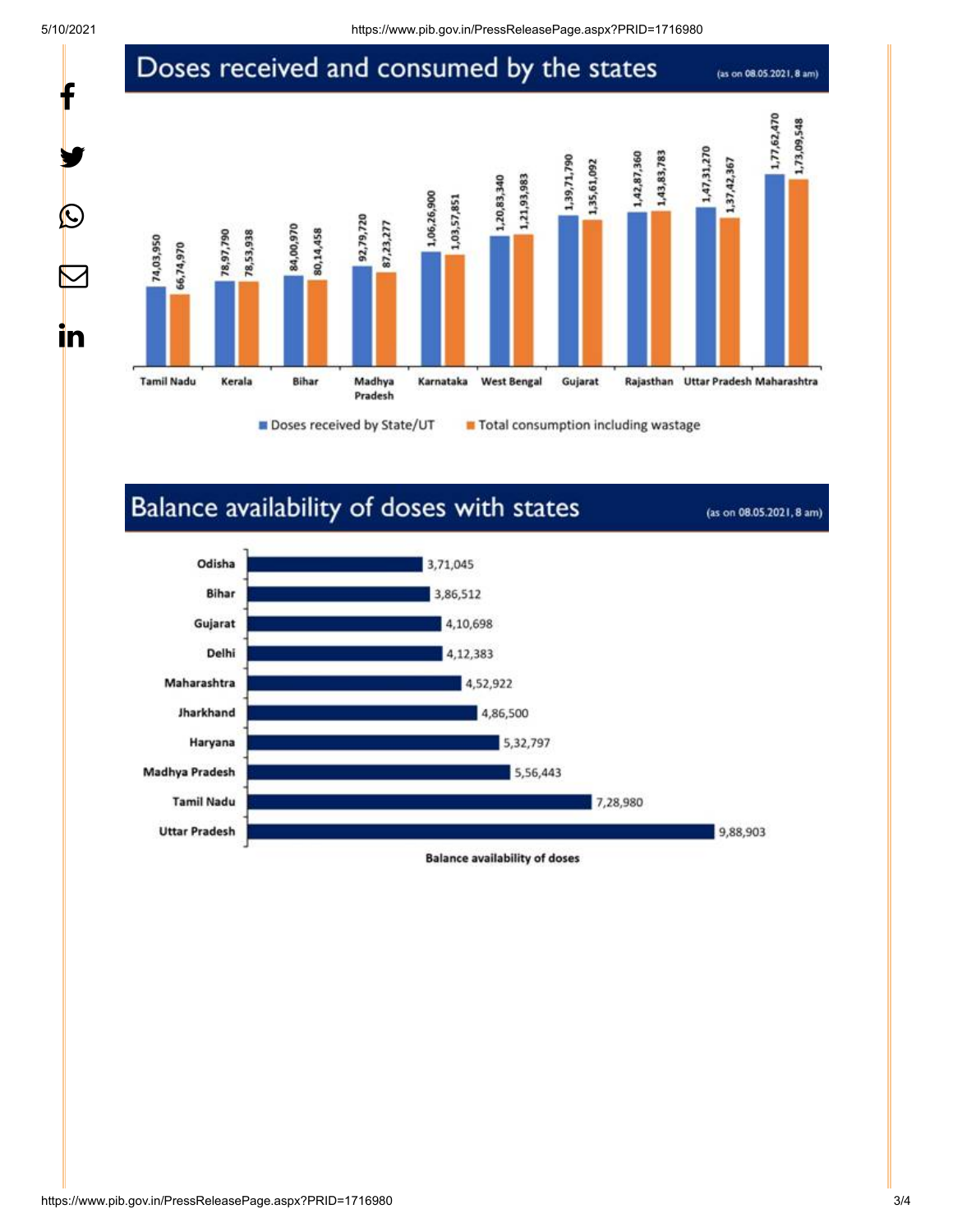## Doses received and consumed by the states

(as on 08.05.2021, 8 am)

| State | Doses received by State/UT | Total consumption including wastage |
|---|---|---|
| Tamil Nadu | 74,03,950 | 66,74,970 |
| Kerala | 78,97,790 | 78,53,938 |
| Bihar | 84,00,970 | 80,14,458 |
| Madhya Pradesh | 92,79,720 | 87,23,277 |
| Karnataka | 1,06,26,900 | 1,03,57,851 |
| West Bengal | 1,20,83,340 | 1,21,93,983 |
| Gujarat | 1,39,71,790 | 1,35,61,092 |
| Rajasthan | 1,42,87,360 | 1,43,83,783 |
| Uttar Pradesh | 1,47,31,270 | 1,37,42,367 |
| Maharashtra | 1,77,62,470 | 1,73,09,548 |

## Balance availability of doses with states

(as on 08.05.2021, 8 am)

| State | Balance availability of doses |
|---|---|
| Odisha | 3,71,045 |
| Bihar | 3,86,512 |
| Gujarat | 4,10,698 |
| Delhi | 4,12,383 |
| Maharashtra | 4,52,922 |
| Jharkhand | 4,86,500 |
| Haryana | 5,32,797 |
| Madhya Pradesh | 5,56,443 |
| Tamil Nadu | 7,28,980 |
| Uttar Pradesh | 9,88,903 |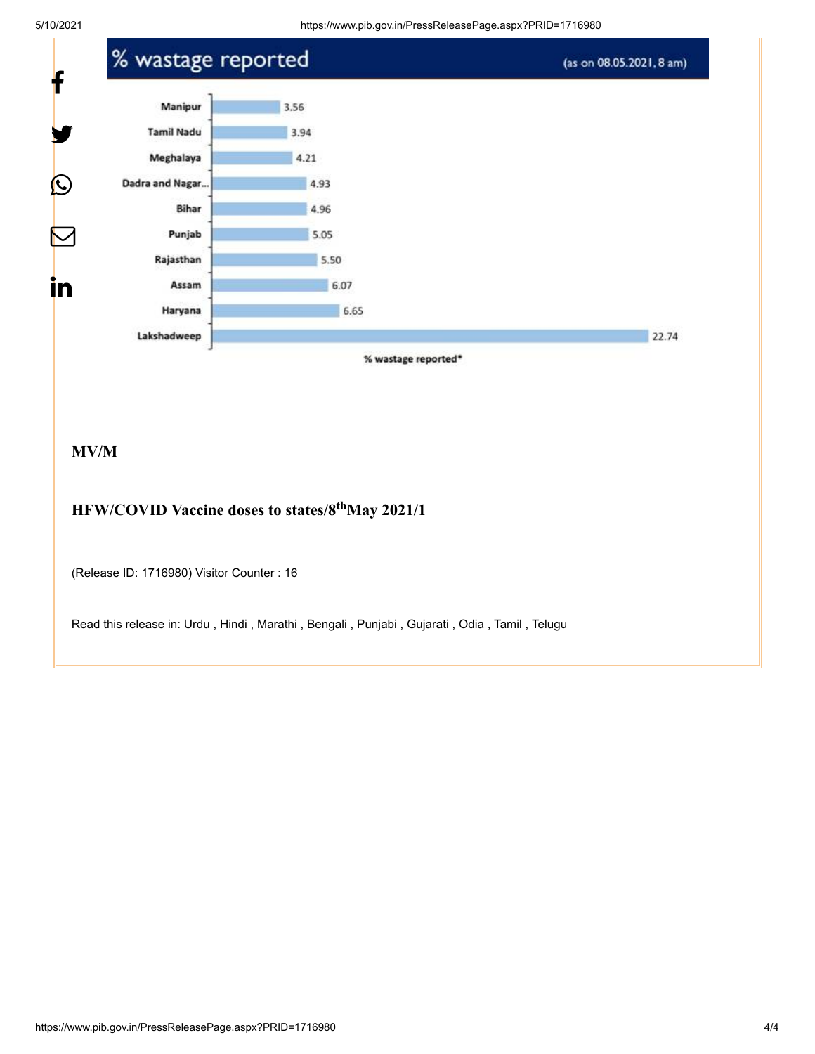% wastage reported

(as on 08.05.2021, 8 am)

Manipur 3.56

Tamil Nadu 3.94

Meghalaya 4.21

Dadra and Nagar... 4.93

Bihar 4.96

Punjab 5.05

Rajasthan 5.50

Assam 6.07

Haryana 6.65

Lakshadweep 22.74

% wastage reported*

**MV/M**

**HFW/COVID Vaccine doses to states/8th May 2021/1**

(Release ID: 1716980) Visitor Counter : 16

Read this release in: Urdu , Hindi , Marathi , Bengali , Punjabi , Gujarati , Odia , Tamil , Telugu